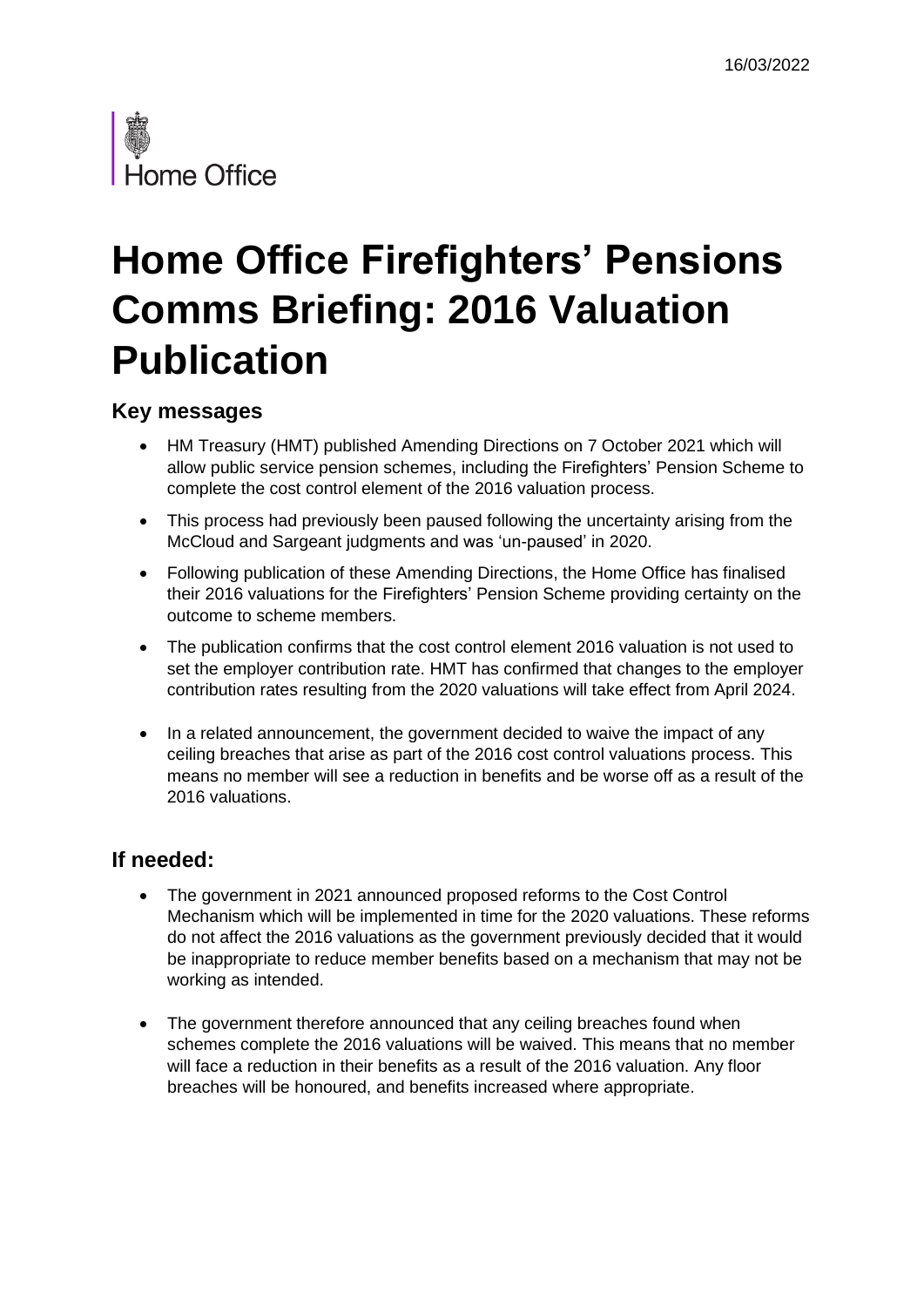16/03/2022

Home Office

# Home Office Firefighters' Pensions Comms Briefing: 2016 Valuation Publication

## Key messages

- HM Treasury (HMT) published Amending Directions on 7 October 2021 which will allow public service pension schemes, including the Firefighters' Pension Scheme to complete the cost control element of the 2016 valuation process.
- This process had previously been paused following the uncertainty arising from the McCloud and Sargeant judgments and was 'un-paused' in 2020.
- Following publication of these Amending Directions, the Home Office has finalised their 2016 valuations for the Firefighters' Pension Scheme providing certainty on the outcome to scheme members.
- The publication confirms that the cost control element 2016 valuation is not used to set the employer contribution rate. HMT has confirmed that changes to the employer contribution rates resulting from the 2020 valuations will take effect from April 2024.
- In a related announcement, the government decided to waive the impact of any ceiling breaches that arise as part of the 2016 cost control valuations process. This means no member will see a reduction in benefits and be worse off as a result of the 2016 valuations.

## If needed:

- The government in 2021 announced proposed reforms to the Cost Control Mechanism which will be implemented in time for the 2020 valuations. These reforms do not affect the 2016 valuations as the government previously decided that it would be inappropriate to reduce member benefits based on a mechanism that may not be working as intended.
- The government therefore announced that any ceiling breaches found when schemes complete the 2016 valuations will be waived. This means that no member will face a reduction in their benefits as a result of the 2016 valuation. Any floor breaches will be honoured, and benefits increased where appropriate.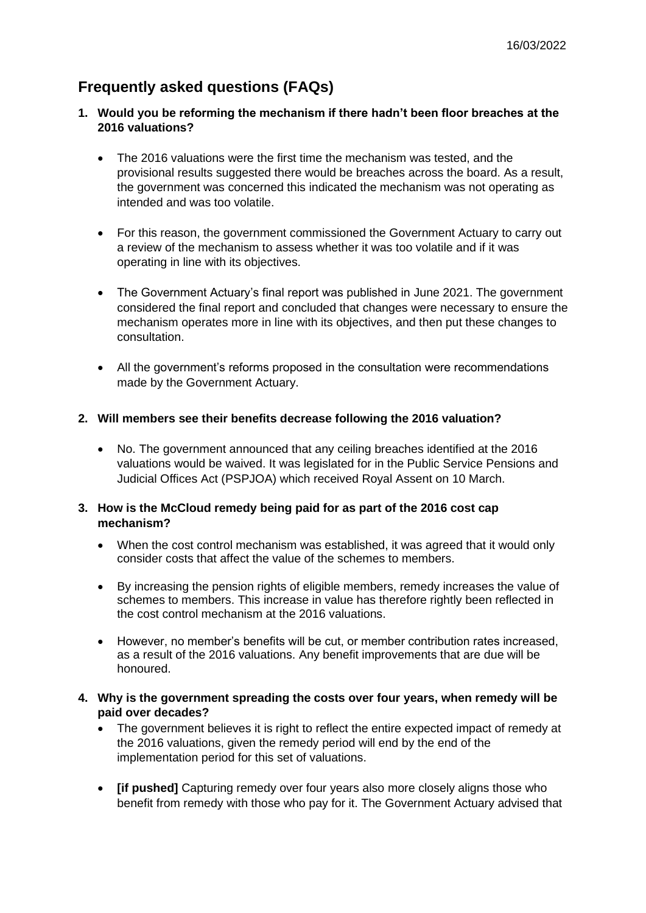16/03/2022

## Frequently asked questions (FAQs)

**1. Would you be reforming the mechanism if there hadn't been floor breaches at the 2016 valuations?**

- The 2016 valuations were the first time the mechanism was tested, and the provisional results suggested there would be breaches across the board. As a result, the government was concerned this indicated the mechanism was not operating as intended and was too volatile.
- For this reason, the government commissioned the Government Actuary to carry out a review of the mechanism to assess whether it was too volatile and if it was operating in line with its objectives.
- The Government Actuary's final report was published in June 2021. The government considered the final report and concluded that changes were necessary to ensure the mechanism operates more in line with its objectives, and then put these changes to consultation.
- All the government's reforms proposed in the consultation were recommendations made by the Government Actuary.

**2. Will members see their benefits decrease following the 2016 valuation?**

- No. The government announced that any ceiling breaches identified at the 2016 valuations would be waived. It was legislated for in the Public Service Pensions and Judicial Offices Act (PSPJOA) which received Royal Assent on 10 March.

**3. How is the McCloud remedy being paid for as part of the 2016 cost cap mechanism?**

- When the cost control mechanism was established, it was agreed that it would only consider costs that affect the value of the schemes to members.
- By increasing the pension rights of eligible members, remedy increases the value of schemes to members. This increase in value has therefore rightly been reflected in the cost control mechanism at the 2016 valuations.
- However, no member's benefits will be cut, or member contribution rates increased, as a result of the 2016 valuations. Any benefit improvements that are due will be honoured.

**4. Why is the government spreading the costs over four years, when remedy will be paid over decades?**

- The government believes it is right to reflect the entire expected impact of remedy at the 2016 valuations, given the remedy period will end by the end of the implementation period for this set of valuations.
- **[if pushed]** Capturing remedy over four years also more closely aligns those who benefit from remedy with those who pay for it. The Government Actuary advised that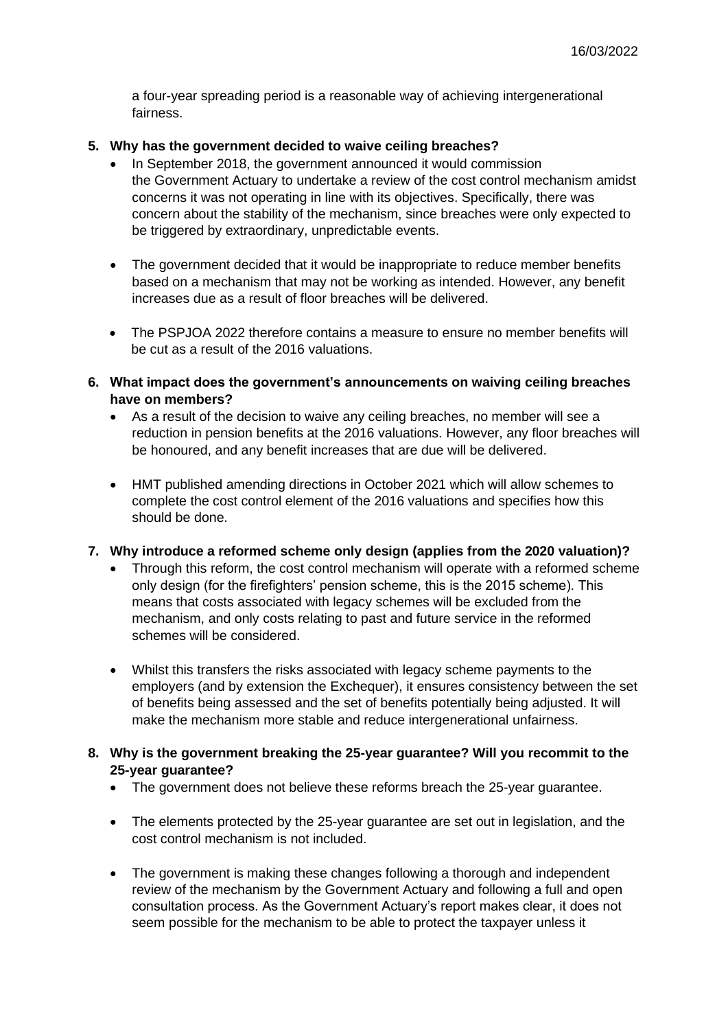a four-year spreading period is a reasonable way of achieving intergenerational fairness.

**5. Why has the government decided to waive ceiling breaches?**

- In September 2018, the government announced it would commission the Government Actuary to undertake a review of the cost control mechanism amidst concerns it was not operating in line with its objectives. Specifically, there was concern about the stability of the mechanism, since breaches were only expected to be triggered by extraordinary, unpredictable events.

- The government decided that it would be inappropriate to reduce member benefits based on a mechanism that may not be working as intended. However, any benefit increases due as a result of floor breaches will be delivered.

- The PSPJOA 2022 therefore contains a measure to ensure no member benefits will be cut as a result of the 2016 valuations.

**6. What impact does the government's announcements on waiving ceiling breaches have on members?**

- As a result of the decision to waive any ceiling breaches, no member will see a reduction in pension benefits at the 2016 valuations. However, any floor breaches will be honoured, and any benefit increases that are due will be delivered.

- HMT published amending directions in October 2021 which will allow schemes to complete the cost control element of the 2016 valuations and specifies how this should be done.

**7. Why introduce a reformed scheme only design (applies from the 2020 valuation)?**

- Through this reform, the cost control mechanism will operate with a reformed scheme only design (for the firefighters' pension scheme, this is the 2015 scheme). This means that costs associated with legacy schemes will be excluded from the mechanism, and only costs relating to past and future service in the reformed schemes will be considered.

- Whilst this transfers the risks associated with legacy scheme payments to the employers (and by extension the Exchequer), it ensures consistency between the set of benefits being assessed and the set of benefits potentially being adjusted. It will make the mechanism more stable and reduce intergenerational unfairness.

**8. Why is the government breaking the 25-year guarantee? Will you recommit to the 25-year guarantee?**

- The government does not believe these reforms breach the 25-year guarantee.

- The elements protected by the 25-year guarantee are set out in legislation, and the cost control mechanism is not included.

- The government is making these changes following a thorough and independent review of the mechanism by the Government Actuary and following a full and open consultation process. As the Government Actuary's report makes clear, it does not seem possible for the mechanism to be able to protect the taxpayer unless it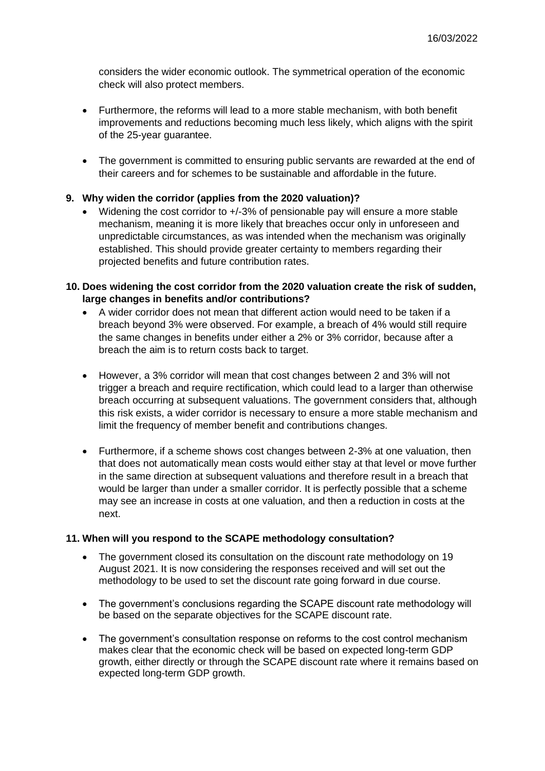considers the wider economic outlook. The symmetrical operation of the economic check will also protect members.

- Furthermore, the reforms will lead to a more stable mechanism, with both benefit improvements and reductions becoming much less likely, which aligns with the spirit of the 25-year guarantee.
- The government is committed to ensuring public servants are rewarded at the end of their careers and for schemes to be sustainable and affordable in the future.

**9. Why widen the corridor (applies from the 2020 valuation)?**

- Widening the cost corridor to +/-3% of pensionable pay will ensure a more stable mechanism, meaning it is more likely that breaches occur only in unforeseen and unpredictable circumstances, as was intended when the mechanism was originally established. This should provide greater certainty to members regarding their projected benefits and future contribution rates.

**10. Does widening the cost corridor from the 2020 valuation create the risk of sudden, large changes in benefits and/or contributions?**

- A wider corridor does not mean that different action would need to be taken if a breach beyond 3% were observed. For example, a breach of 4% would still require the same changes in benefits under either a 2% or 3% corridor, because after a breach the aim is to return costs back to target.
- However, a 3% corridor will mean that cost changes between 2 and 3% will not trigger a breach and require rectification, which could lead to a larger than otherwise breach occurring at subsequent valuations. The government considers that, although this risk exists, a wider corridor is necessary to ensure a more stable mechanism and limit the frequency of member benefit and contributions changes.
- Furthermore, if a scheme shows cost changes between 2-3% at one valuation, then that does not automatically mean costs would either stay at that level or move further in the same direction at subsequent valuations and therefore result in a breach that would be larger than under a smaller corridor. It is perfectly possible that a scheme may see an increase in costs at one valuation, and then a reduction in costs at the next.

**11. When will you respond to the SCAPE methodology consultation?**

- The government closed its consultation on the discount rate methodology on 19 August 2021. It is now considering the responses received and will set out the methodology to be used to set the discount rate going forward in due course.
- The government's conclusions regarding the SCAPE discount rate methodology will be based on the separate objectives for the SCAPE discount rate.
- The government's consultation response on reforms to the cost control mechanism makes clear that the economic check will be based on expected long-term GDP growth, either directly or through the SCAPE discount rate where it remains based on expected long-term GDP growth.